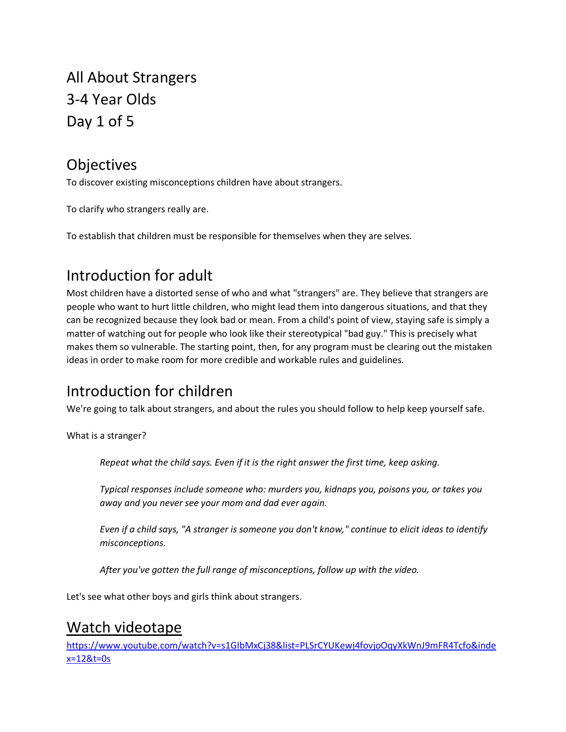# All About Strangers
# 3-4 Year Olds
# Day 1 of 5

## Objectives

To discover existing misconceptions children have about strangers.

To clarify who strangers really are.

To establish that children must be responsible for themselves when they are selves.

## Introduction for adult

Most children have a distorted sense of who and what "strangers" are. They believe that strangers are people who want to hurt little children, who might lead them into dangerous situations, and that they can be recognized because they look bad or mean. From a child's point of view, staying safe is simply a matter of watching out for people who look like their stereotypical "bad guy." This is precisely what makes them so vulnerable. The starting point, then, for any program must be clearing out the mistaken ideas in order to make room for more credible and workable rules and guidelines.

## Introduction for children

We're going to talk about strangers, and about the rules you should follow to help keep yourself safe.

What is a stranger?

> *Repeat what the child says. Even if it is the right answer the first time, keep asking.*
>
> *Typical responses include someone who: murders you, kidnaps you, poisons you, or takes you away and you never see your mom and dad ever again.*
>
> *Even if a child says, "A stranger is someone you don't know," continue to elicit ideas to identify misconceptions.*
>
> *After you've gotten the full range of misconceptions, follow up with the video.*

Let's see what other boys and girls think about strangers.

## Watch videotape

https://www.youtube.com/watch?v=s1GIbMxCj38&list=PLSrCYUKewj4fovjoOqyXkWnJ9mFR4Tcfo&index=12&t=0s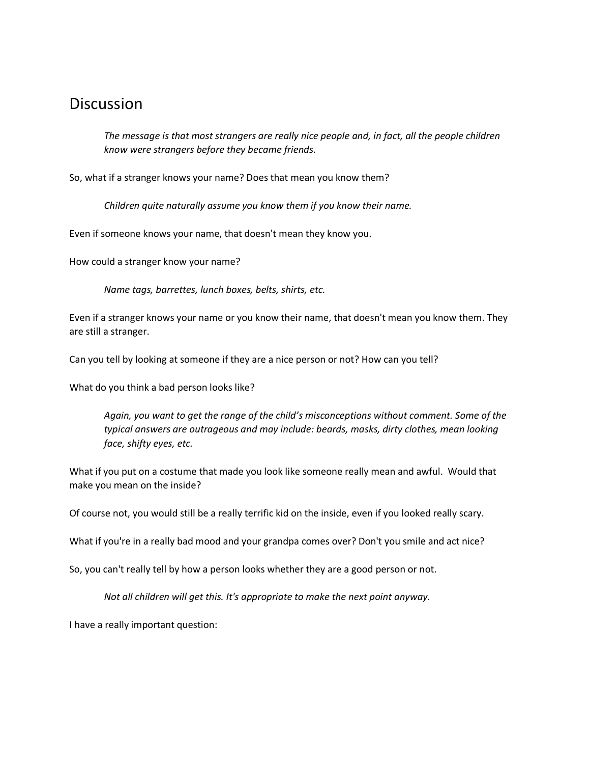# Discussion

> *The message is that most strangers are really nice people and, in fact, all the people children know were strangers before they became friends.*

So, what if a stranger knows your name? Does that mean you know them?

> *Children quite naturally assume you know them if you know their name.*

Even if someone knows your name, that doesn't mean they know you.

How could a stranger know your name?

> *Name tags, barrettes, lunch boxes, belts, shirts, etc.*

Even if a stranger knows your name or you know their name, that doesn't mean you know them. They are still a stranger.

Can you tell by looking at someone if they are a nice person or not? How can you tell?

What do you think a bad person looks like?

> *Again, you want to get the range of the child's misconceptions without comment. Some of the typical answers are outrageous and may include: beards, masks, dirty clothes, mean looking face, shifty eyes, etc.*

What if you put on a costume that made you look like someone really mean and awful. Would that make you mean on the inside?

Of course not, you would still be a really terrific kid on the inside, even if you looked really scary.

What if you're in a really bad mood and your grandpa comes over? Don't you smile and act nice?

So, you can't really tell by how a person looks whether they are a good person or not.

> *Not all children will get this. It's appropriate to make the next point anyway.*

I have a really important question: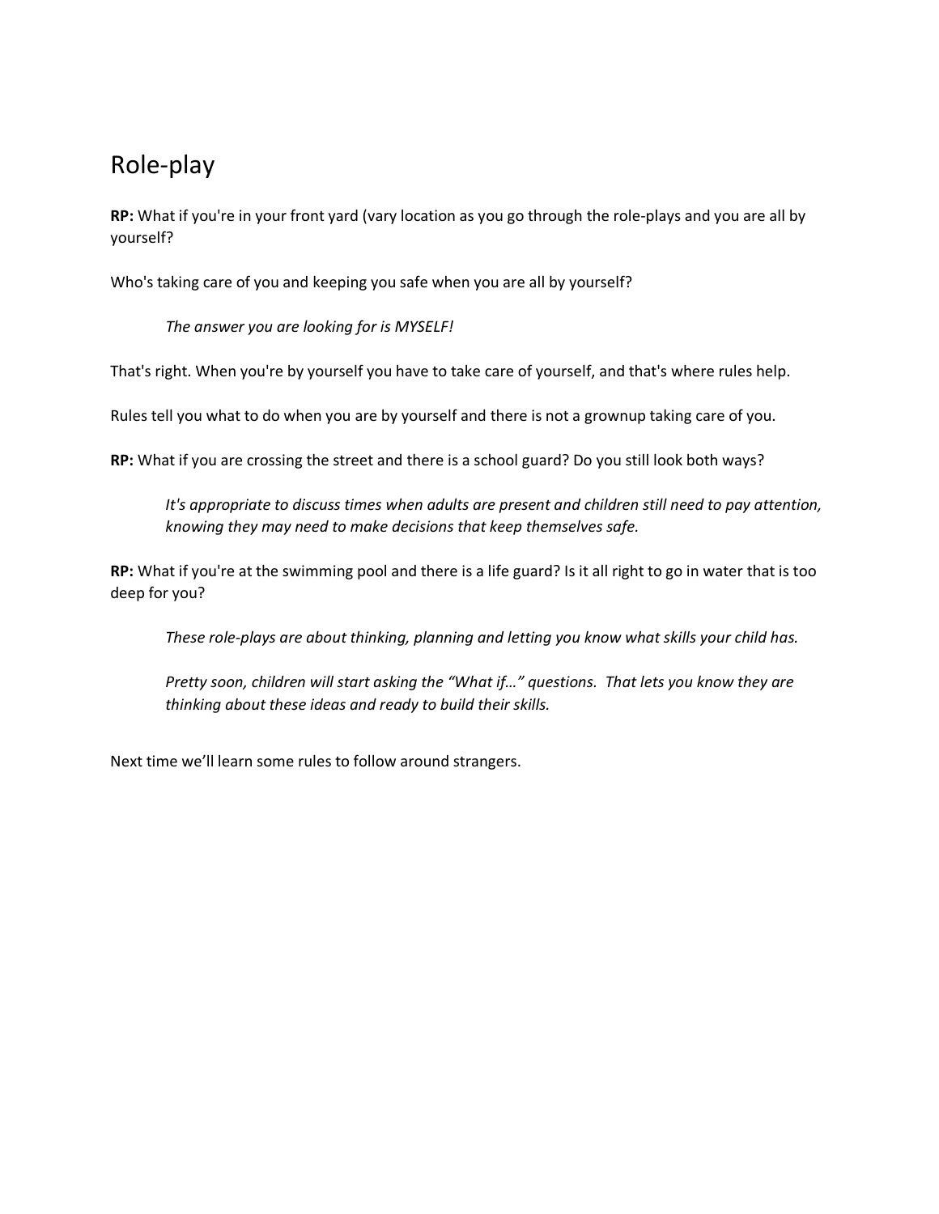# Role-play

**RP:** What if you're in your front yard (vary location as you go through the role-plays and you are all by yourself?

Who's taking care of you and keeping you safe when you are all by yourself?

> *The answer you are looking for is MYSELF!*

That's right. When you're by yourself you have to take care of yourself, and that's where rules help.

Rules tell you what to do when you are by yourself and there is not a grownup taking care of you.

**RP:** What if you are crossing the street and there is a school guard? Do you still look both ways?

> *It's appropriate to discuss times when adults are present and children still need to pay attention, knowing they may need to make decisions that keep themselves safe.*

**RP:** What if you're at the swimming pool and there is a life guard? Is it all right to go in water that is too deep for you?

> *These role-plays are about thinking, planning and letting you know what skills your child has.*
>
> *Pretty soon, children will start asking the "What if…" questions. That lets you know they are thinking about these ideas and ready to build their skills.*

Next time we'll learn some rules to follow around strangers.